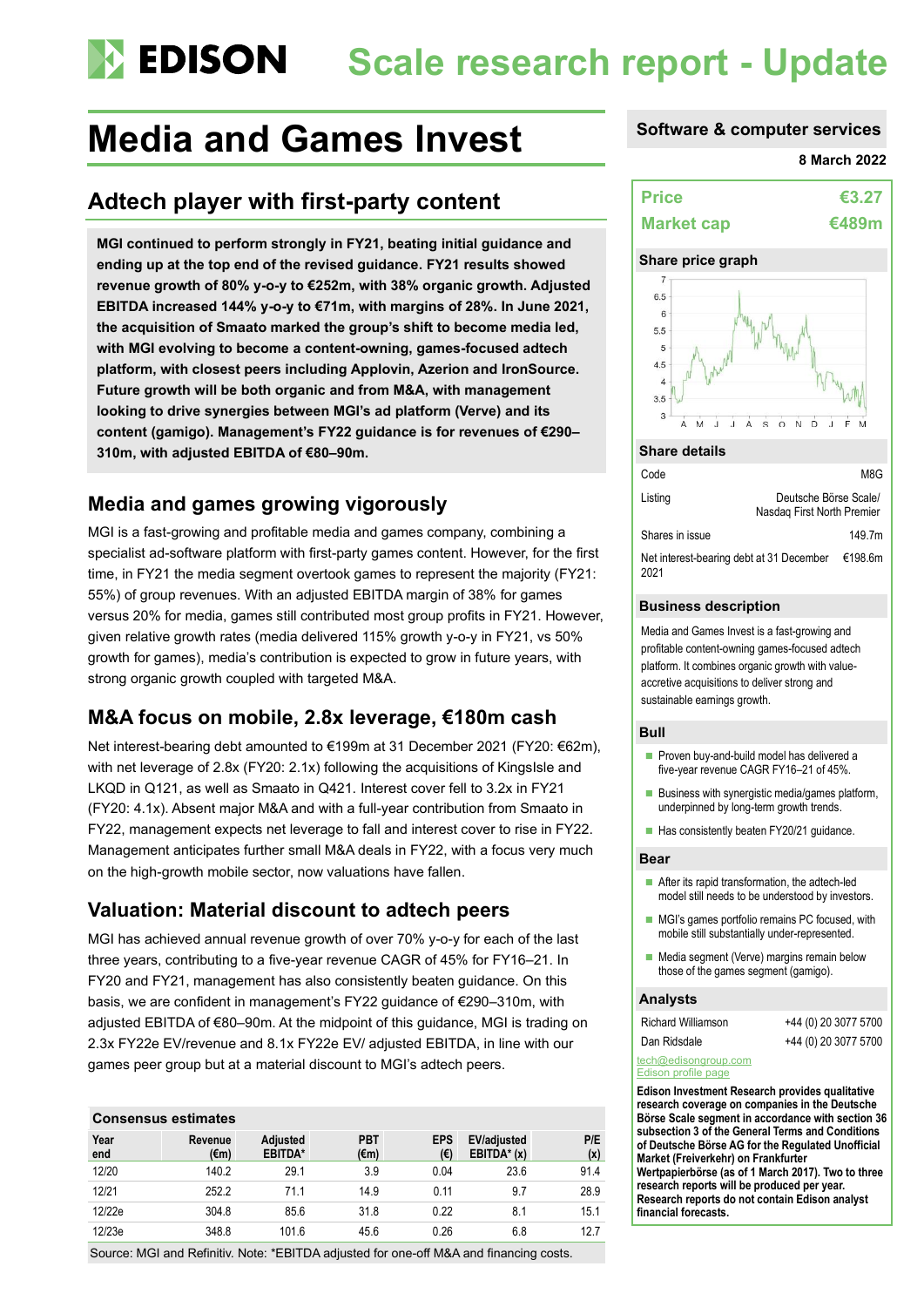# EDISON Scale research report - Update

# Media and Games Invest

## Adtech player with first-party content

**MGI continued to perform strongly in FY21, beating initial guidance and ending up at the top end of the revised guidance. FY21 results showed revenue growth of 80% y-o-y to €252m, with 38% organic growth. Adjusted EBITDA increased 144% y-o-y to €71m, with margins of 28%. In June 2021, the acquisition of Smaato marked the group's shift to become media led, with MGI evolving to become a content-owning, games-focused adtech platform, with closest peers including Applovin, Azerion and IronSource. Future growth will be both organic and from M&A, with management looking to drive synergies between MGI's ad platform (Verve) and its content (gamigo). Management's FY22 guidance is for revenues of €290–310m, with adjusted EBITDA of €80–90m.**

## Media and games growing vigorously

MGI is a fast-growing and profitable media and games company, combining a specialist ad-software platform with first-party games content. However, for the first time, in FY21 the media segment overtook games to represent the majority (FY21: 55%) of group revenues. With an adjusted EBITDA margin of 38% for games versus 20% for media, games still contributed most group profits in FY21. However, given relative growth rates (media delivered 115% growth y-o-y in FY21, vs 50% growth for games), media's contribution is expected to grow in future years, with strong organic growth coupled with targeted M&A.

## M&A focus on mobile, 2.8x leverage, €180m cash

Net interest-bearing debt amounted to €199m at 31 December 2021 (FY20: €62m), with net leverage of 2.8x (FY20: 2.1x) following the acquisitions of KingsIsle and LKQD in Q121, as well as Smaato in Q421. Interest cover fell to 3.2x in FY21 (FY20: 4.1x). Absent major M&A and with a full-year contribution from Smaato in FY22, management expects net leverage to fall and interest cover to rise in FY22. Management anticipates further small M&A deals in FY22, with a focus very much on the high-growth mobile sector, now valuations have fallen.

## Valuation: Material discount to adtech peers

MGI has achieved annual revenue growth of over 70% y-o-y for each of the last three years, contributing to a five-year revenue CAGR of 45% for FY16–21. In FY20 and FY21, management has also consistently beaten guidance. On this basis, we are confident in management's FY22 guidance of €290–310m, with adjusted EBITDA of €80–90m. At the midpoint of this guidance, MGI is trading on 2.3x FY22e EV/revenue and 8.1x FY22e EV/ adjusted EBITDA, in line with our games peer group but at a material discount to MGI's adtech peers.

**Consensus estimates**

| Year end | Revenue (€m) | Adjusted EBITDA* | PBT (€m) | EPS (€) | EV/adjusted EBITDA* (x) | P/E (x) |
|---|---|---|---|---|---|---|
| 12/20 | 140.2 | 29.1 | 3.9 | 0.04 | 23.6 | 91.4 |
| 12/21 | 252.2 | 71.1 | 14.9 | 0.11 | 9.7 | 28.9 |
| 12/22e | 304.8 | 85.6 | 31.8 | 0.22 | 8.1 | 15.1 |
| 12/23e | 348.8 | 101.6 | 45.6 | 0.26 | 6.8 | 12.7 |

Source: MGI and Refinitiv. Note: *EBITDA adjusted for one-off M&A and financing costs.

**Software & computer services**

**8 March 2022**

| | |
|---|---|
| **Price** | **€3.27** |
| **Market cap** | **€489m** |

**Share price graph**

**Share details**

| | |
|---|---|
| Code | M8G |
| Listing | Deutsche Börse Scale/ Nasdaq First North Premier |
| Shares in issue | 149.7m |
| Net interest-bearing debt at 31 December 2021 | €198.6m |

**Business description**

Media and Games Invest is a fast-growing and profitable content-owning games-focused adtech platform. It combines organic growth with value-accretive acquisitions to deliver strong and sustainable earnings growth.

**Bull**

- Proven buy-and-build model has delivered a five-year revenue CAGR FY16–21 of 45%.
- Business with synergistic media/games platform, underpinned by long-term growth trends.
- Has consistently beaten FY20/21 guidance.

**Bear**

- After its rapid transformation, the adtech-led model still needs to be understood by investors.
- MGI's games portfolio remains PC focused, with mobile still substantially under-represented.
- Media segment (Verve) margins remain below those of the games segment (gamigo).

**Analysts**

| | |
|---|---|
| Richard Williamson | +44 (0) 20 3077 5700 |
| Dan Ridsdale | +44 (0) 20 3077 5700 |

tech@edisongroup.com

Edison profile page

**Edison Investment Research provides qualitative research coverage on companies in the Deutsche Börse Scale segment in accordance with section 36 subsection 3 of the General Terms and Conditions of Deutsche Börse AG for the Regulated Unofficial Market (Freiverkehr) on Frankfurter Wertpapierbörse (as of 1 March 2017). Two to three research reports will be produced per year. Research reports do not contain Edison analyst financial forecasts.**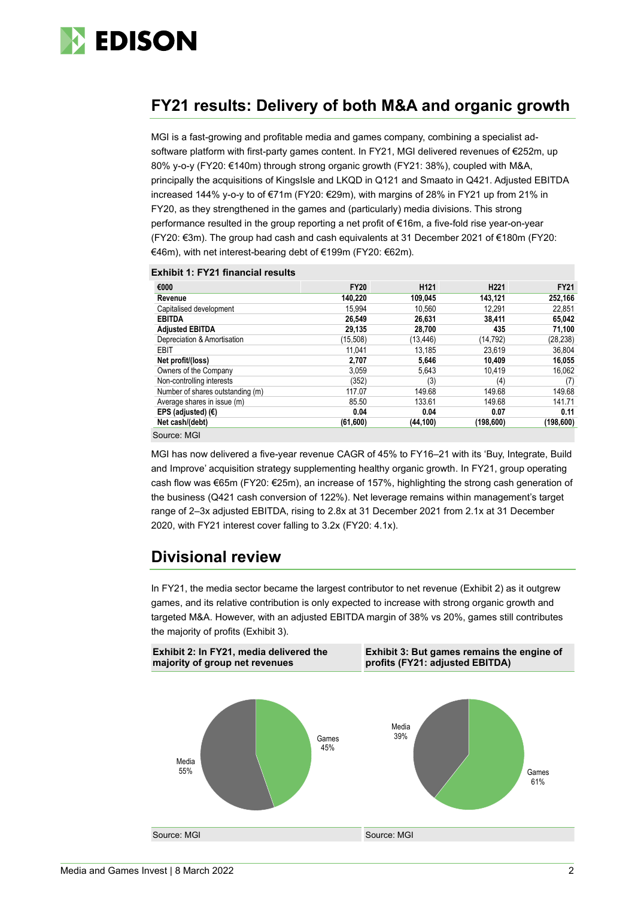## FY21 results: Delivery of both M&A and organic growth

MGI is a fast-growing and profitable media and games company, combining a specialist ad-software platform with first-party games content. In FY21, MGI delivered revenues of €252m, up 80% y-o-y (FY20: €140m) through strong organic growth (FY21: 38%), coupled with M&A, principally the acquisitions of KingsIsle and LKQD in Q121 and Smaato in Q421. Adjusted EBITDA increased 144% y-o-y to of €71m (FY20: €29m), with margins of 28% in FY21 up from 21% in FY20, as they strengthened in the games and (particularly) media divisions. This strong performance resulted in the group reporting a net profit of €16m, a five-fold rise year-on-year (FY20: €3m). The group had cash and cash equivalents at 31 December 2021 of €180m (FY20: €46m), with net interest-bearing debt of €199m (FY20: €62m).

**Exhibit 1: FY21 financial results**

| €000 | FY20 | H121 | H221 | FY21 |
|---|---|---|---|---|
| **Revenue** | **140,220** | **109,045** | **143,121** | **252,166** |
| Capitalised development | 15,994 | 10,560 | 12,291 | 22,851 |
| **EBITDA** | **26,549** | **26,631** | **38,411** | **65,042** |
| **Adjusted EBITDA** | **29,135** | **28,700** | **435** | **71,100** |
| Depreciation & Amortisation | (15,508) | (13,446) | (14,792) | (28,238) |
| EBIT | 11,041 | 13,185 | 23,619 | 36,804 |
| **Net profit/(loss)** | **2,707** | **5,646** | **10,409** | **16,055** |
| Owners of the Company | 3,059 | 5,643 | 10,419 | 16,062 |
| Non-controlling interests | (352) | (3) | (4) | (7) |
| Number of shares outstanding (m) | 117.07 | 149.68 | 149.68 | 149.68 |
| Average shares in issue (m) | 85.50 | 133.61 | 149.68 | 141.71 |
| **EPS (adjusted) (€)** | **0.04** | **0.04** | **0.07** | **0.11** |
| **Net cash/(debt)** | **(61,600)** | **(44,100)** | **(198,600)** | **(198,600)** |

Source: MGI

MGI has now delivered a five-year revenue CAGR of 45% to FY16–21 with its 'Buy, Integrate, Build and Improve' acquisition strategy supplementing healthy organic growth. In FY21, group operating cash flow was €65m (FY20: €25m), an increase of 157%, highlighting the strong cash generation of the business (Q421 cash conversion of 122%). Net leverage remains within management's target range of 2–3x adjusted EBITDA, rising to 2.8x at 31 December 2021 from 2.1x at 31 December 2020, with FY21 interest cover falling to 3.2x (FY20: 4.1x).

## Divisional review

In FY21, the media sector became the largest contributor to net revenue (Exhibit 2) as it outgrew games, and its relative contribution is only expected to increase with strong organic growth and targeted M&A. However, with an adjusted EBITDA margin of 38% vs 20%, games still contributes the majority of profits (Exhibit 3).

**Exhibit 2: In FY21, media delivered the majority of group net revenues**

| Segment | Share |
|---|---|
| Media | 55% |
| Games | 45% |

Source: MGI

**Exhibit 3: But games remains the engine of profits (FY21: adjusted EBITDA)**

| Segment | Share |
|---|---|
| Media | 39% |
| Games | 61% |

Source: MGI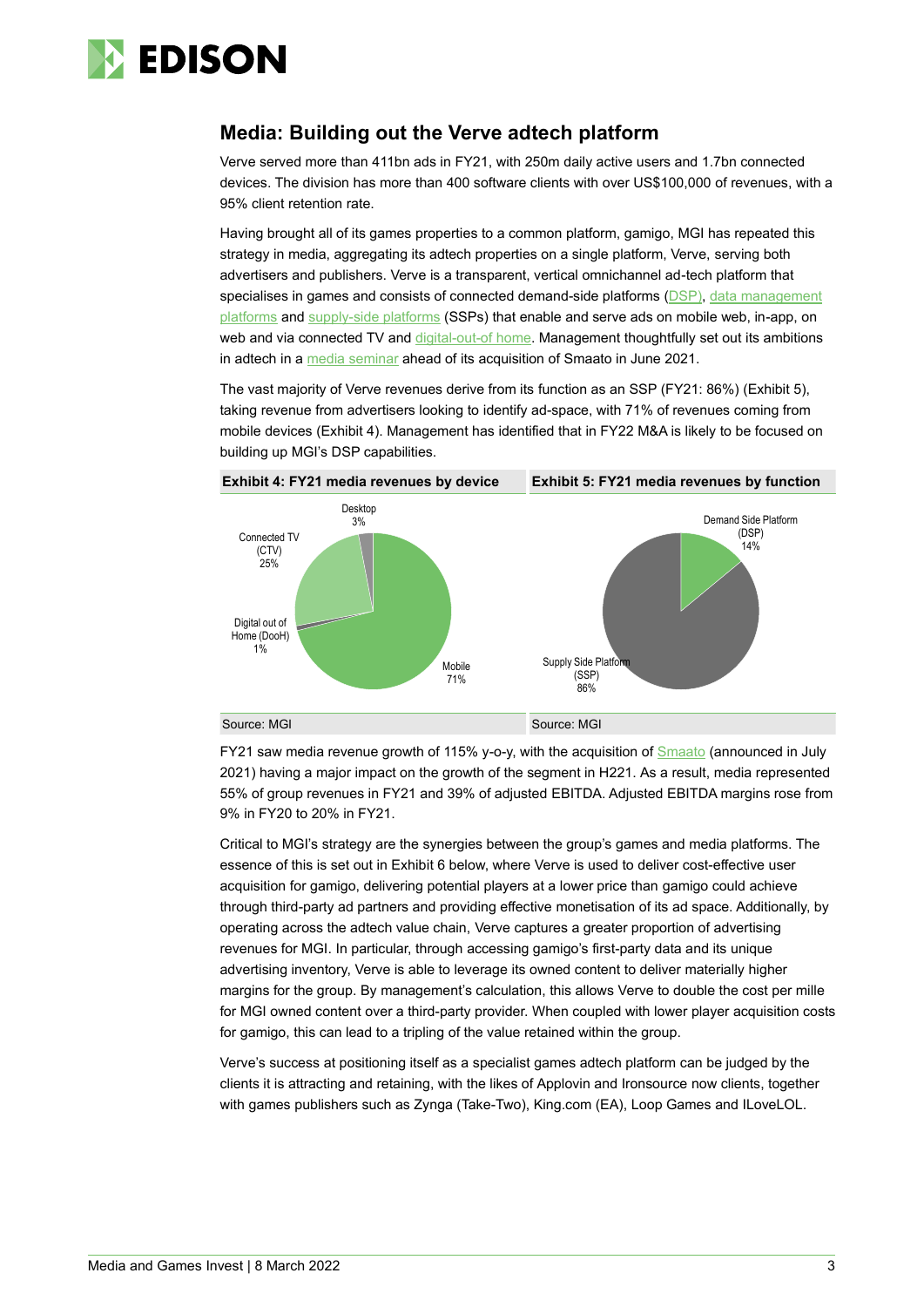## Media: Building out the Verve adtech platform

Verve served more than 411bn ads in FY21, with 250m daily active users and 1.7bn connected devices. The division has more than 400 software clients with over US$100,000 of revenues, with a 95% client retention rate.

Having brought all of its games properties to a common platform, gamigo, MGI has repeated this strategy in media, aggregating its adtech properties on a single platform, Verve, serving both advertisers and publishers. Verve is a transparent, vertical omnichannel ad-tech platform that specialises in games and consists of connected demand-side platforms (DSP), data management platforms and supply-side platforms (SSPs) that enable and serve ads on mobile web, in-app, on web and via connected TV and digital-out-of home. Management thoughtfully set out its ambitions in adtech in a media seminar ahead of its acquisition of Smaato in June 2021.

The vast majority of Verve revenues derive from its function as an SSP (FY21: 86%) (Exhibit 5), taking revenue from advertisers looking to identify ad-space, with 71% of revenues coming from mobile devices (Exhibit 4). Management has identified that in FY22 M&A is likely to be focused on building up MGI's DSP capabilities.

**Exhibit 4: FY21 media revenues by device**

| Device | Share |
|---|---|
| Mobile | 71% |
| Connected TV (CTV) | 25% |
| Desktop | 3% |
| Digital out of Home (DooH) | 1% |

Source: MGI

**Exhibit 5: FY21 media revenues by function**

| Function | Share |
|---|---|
| Supply Side Platform (SSP) | 86% |
| Demand Side Platform (DSP) | 14% |

Source: MGI

FY21 saw media revenue growth of 115% y-o-y, with the acquisition of Smaato (announced in July 2021) having a major impact on the growth of the segment in H221. As a result, media represented 55% of group revenues in FY21 and 39% of adjusted EBITDA. Adjusted EBITDA margins rose from 9% in FY20 to 20% in FY21.

Critical to MGI's strategy are the synergies between the group's games and media platforms. The essence of this is set out in Exhibit 6 below, where Verve is used to deliver cost-effective user acquisition for gamigo, delivering potential players at a lower price than gamigo could achieve through third-party ad partners and providing effective monetisation of its ad space. Additionally, by operating across the adtech value chain, Verve captures a greater proportion of advertising revenues for MGI. In particular, through accessing gamigo's first-party data and its unique advertising inventory, Verve is able to leverage its owned content to deliver materially higher margins for the group. By management's calculation, this allows Verve to double the cost per mille for MGI owned content over a third-party provider. When coupled with lower player acquisition costs for gamigo, this can lead to a tripling of the value retained within the group.

Verve's success at positioning itself as a specialist games adtech platform can be judged by the clients it is attracting and retaining, with the likes of Applovin and Ironsource now clients, together with games publishers such as Zynga (Take-Two), King.com (EA), Loop Games and ILoveLOL.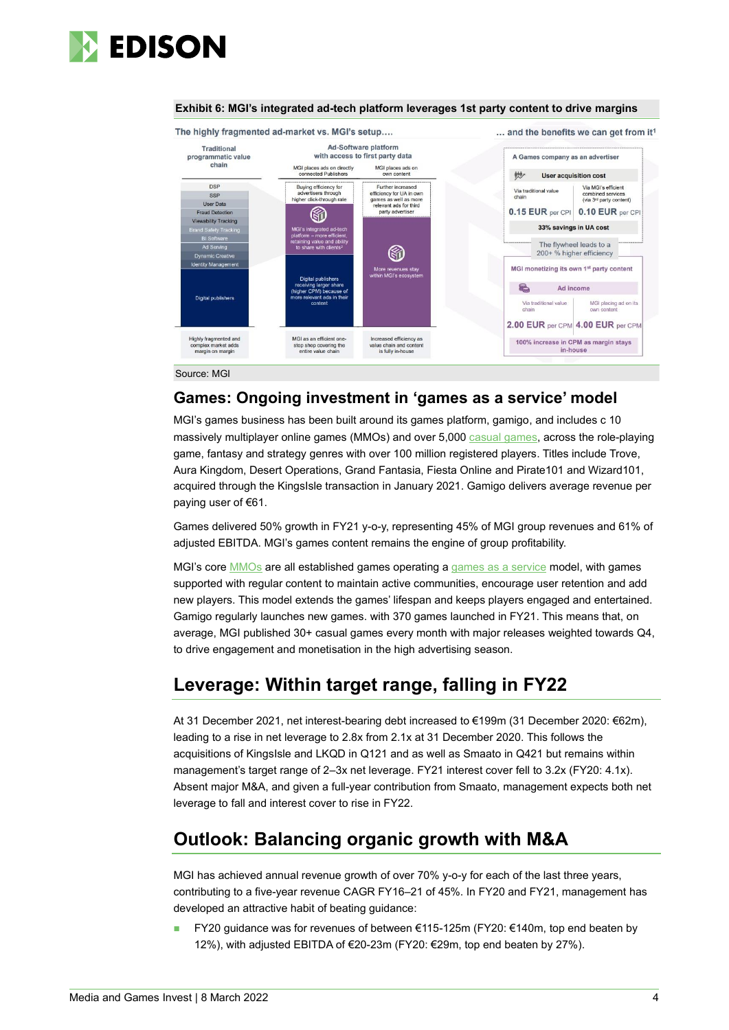**Exhibit 6: MGI's integrated ad-tech platform leverages 1st party content to drive margins**

The highly fragmented ad-market vs. MGI's setup.... ... and the benefits we can get from it[1]

| Traditional programmatic value chain | Ad-Software platform with access to first party data: MGI places ads on directly connected Publishers | Ad-Software platform with access to first party data: MGI places ads on own content |
|---|---|---|
| DSP, SSP, User Data, Fraud Detection, Viewability Tracking, Brand Safety Tracking, BI Software, Ad Serving, Dynamic Creative, Identity Management | Buying efficiency for advertisers through higher click-through rate; MGI's integrated ad-tech platform – more efficient, retaining value and ability to share with clients[2] | Further increased efficiency for UA in own games as well as more relevant ads for third party advertiser |
| Digital publishers | Digital publishers receiving larger share (higher CPM) because of more relevant ads in their content | More revenues stay within MGI's ecosystem |
| Highly fragmented and complex market adds margin on margin | MGI as an efficient one-stop shop covering the entire value chain | Increased efficiency as value chain and content is fully in-house |

**A Games company as an advertiser – User acquisition cost**

| Via traditional value chain | Via MGI's efficient combined services (via 3rd party content) |
|---|---|
| 0.15 EUR per CPI | 0.10 EUR per CPI |

33% savings in UA cost

The flywheel leads to a 200+ % higher efficiency

**MGI monetizing its own 1st party content – Ad income**

| Via traditional value chain | MGI placing ad on its own content |
|---|---|
| 2.00 EUR per CPM | 4.00 EUR per CPM |

100% increase in CPM as margin stays in-house

Source: MGI

## Games: Ongoing investment in 'games as a service' model

MGI's games business has been built around its games platform, gamigo, and includes c 10 massively multiplayer online games (MMOs) and over 5,000 casual games, across the role-playing game, fantasy and strategy genres with over 100 million registered players. Titles include Trove, Aura Kingdom, Desert Operations, Grand Fantasia, Fiesta Online and Pirate101 and Wizard101, acquired through the KingsIsle transaction in January 2021. Gamigo delivers average revenue per paying user of €61.

Games delivered 50% growth in FY21 y-o-y, representing 45% of MGI group revenues and 61% of adjusted EBITDA. MGI's games content remains the engine of group profitability.

MGI's core MMOs are all established games operating a games as a service model, with games supported with regular content to maintain active communities, encourage user retention and add new players. This model extends the games' lifespan and keeps players engaged and entertained. Gamigo regularly launches new games. with 370 games launched in FY21. This means that, on average, MGI published 30+ casual games every month with major releases weighted towards Q4, to drive engagement and monetisation in the high advertising season.

## Leverage: Within target range, falling in FY22

At 31 December 2021, net interest-bearing debt increased to €199m (31 December 2020: €62m), leading to a rise in net leverage to 2.8x from 2.1x at 31 December 2020. This follows the acquisitions of KingsIsle and LKQD in Q121 and as well as Smaato in Q421 but remains within management's target range of 2–3x net leverage. FY21 interest cover fell to 3.2x (FY20: 4.1x). Absent major M&A, and given a full-year contribution from Smaato, management expects both net leverage to fall and interest cover to rise in FY22.

## Outlook: Balancing organic growth with M&A

MGI has achieved annual revenue growth of over 70% y-o-y for each of the last three years, contributing to a five-year revenue CAGR FY16–21 of 45%. In FY20 and FY21, management has developed an attractive habit of beating guidance:

- FY20 guidance was for revenues of between €115-125m (FY20: €140m, top end beaten by 12%), with adjusted EBITDA of €20-23m (FY20: €29m, top end beaten by 27%).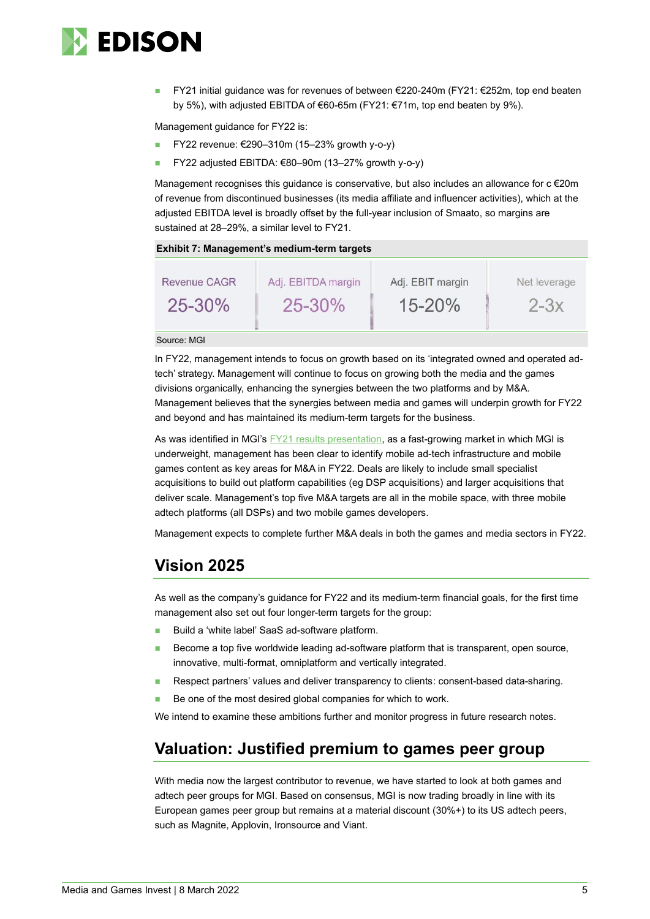- FY21 initial guidance was for revenues of between €220-240m (FY21: €252m, top end beaten by 5%), with adjusted EBITDA of €60-65m (FY21: €71m, top end beaten by 9%).

Management guidance for FY22 is:

- FY22 revenue: €290–310m (15–23% growth y-o-y)
- FY22 adjusted EBITDA: €80–90m (13–27% growth y-o-y)

Management recognises this guidance is conservative, but also includes an allowance for c €20m of revenue from discontinued businesses (its media affiliate and influencer activities), which at the adjusted EBITDA level is broadly offset by the full-year inclusion of Smaato, so margins are sustained at 28–29%, a similar level to FY21.

**Exhibit 7: Management's medium-term targets**

| Revenue CAGR | Adj. EBITDA margin | Adj. EBIT margin | Net leverage |
|---|---|---|---|
| 25-30% | 25-30% | 15-20% | 2-3x |

Source: MGI

In FY22, management intends to focus on growth based on its 'integrated owned and operated ad-tech' strategy. Management will continue to focus on growing both the media and the games divisions organically, enhancing the synergies between the two platforms and by M&A. Management believes that the synergies between media and games will underpin growth for FY22 and beyond and has maintained its medium-term targets for the business.

As was identified in MGI's FY21 results presentation, as a fast-growing market in which MGI is underweight, management has been clear to identify mobile ad-tech infrastructure and mobile games content as key areas for M&A in FY22. Deals are likely to include small specialist acquisitions to build out platform capabilities (eg DSP acquisitions) and larger acquisitions that deliver scale. Management's top five M&A targets are all in the mobile space, with three mobile adtech platforms (all DSPs) and two mobile games developers.

Management expects to complete further M&A deals in both the games and media sectors in FY22.

## Vision 2025

As well as the company's guidance for FY22 and its medium-term financial goals, for the first time management also set out four longer-term targets for the group:

- Build a 'white label' SaaS ad-software platform.
- Become a top five worldwide leading ad-software platform that is transparent, open source, innovative, multi-format, omniplatform and vertically integrated.
- Respect partners' values and deliver transparency to clients: consent-based data-sharing.
- Be one of the most desired global companies for which to work.

We intend to examine these ambitions further and monitor progress in future research notes.

## Valuation: Justified premium to games peer group

With media now the largest contributor to revenue, we have started to look at both games and adtech peer groups for MGI. Based on consensus, MGI is now trading broadly in line with its European games peer group but remains at a material discount (30%+) to its US adtech peers, such as Magnite, Applovin, Ironsource and Viant.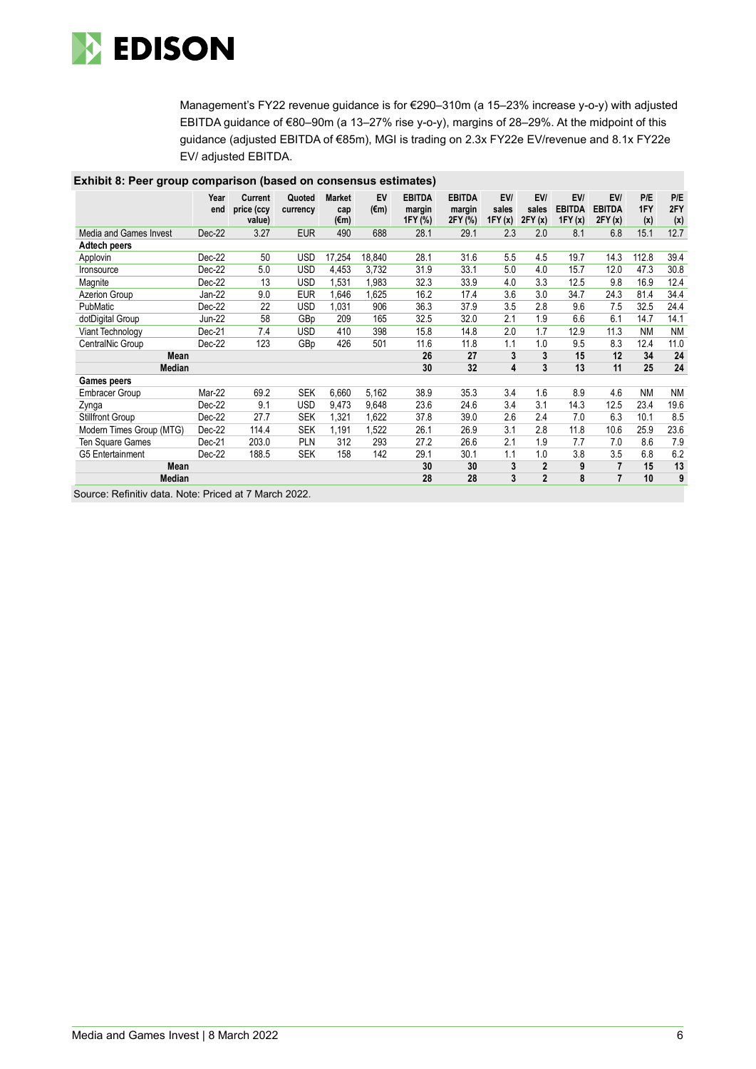Management's FY22 revenue guidance is for €290–310m (a 15–23% increase y-o-y) with adjusted EBITDA guidance of €80–90m (a 13–27% rise y-o-y), margins of 28–29%. At the midpoint of this guidance (adjusted EBITDA of €85m), MGI is trading on 2.3x FY22e EV/revenue and 8.1x FY22e EV/ adjusted EBITDA.

**Exhibit 8: Peer group comparison (based on consensus estimates)**

| | Year end | Current price (ccy value) | Quoted currency | Market cap (€m) | EV (€m) | EBITDA margin 1FY (%) | EBITDA margin 2FY (%) | EV/ sales 1FY (x) | EV/ sales 2FY (x) | EV/ EBITDA 1FY (x) | EV/ EBITDA 2FY (x) | P/E 1FY (x) | P/E 2FY (x) |
|---|---|---|---|---|---|---|---|---|---|---|---|---|---|
| Media and Games Invest | Dec-22 | 3.27 | EUR | 490 | 688 | 28.1 | 29.1 | 2.3 | 2.0 | 8.1 | 6.8 | 15.1 | 12.7 |
| **Adtech peers** | | | | | | | | | | | | | |
| Applovin | Dec-22 | 50 | USD | 17,254 | 18,840 | 28.1 | 31.6 | 5.5 | 4.5 | 19.7 | 14.3 | 112.8 | 39.4 |
| Ironsource | Dec-22 | 5.0 | USD | 4,453 | 3,732 | 31.9 | 33.1 | 5.0 | 4.0 | 15.7 | 12.0 | 47.3 | 30.8 |
| Magnite | Dec-22 | 13 | USD | 1,531 | 1,983 | 32.3 | 33.9 | 4.0 | 3.3 | 12.5 | 9.8 | 16.9 | 12.4 |
| Azerion Group | Jan-22 | 9.0 | EUR | 1,646 | 1,625 | 16.2 | 17.4 | 3.6 | 3.0 | 34.7 | 24.3 | 81.4 | 34.4 |
| PubMatic | Dec-22 | 22 | USD | 1,031 | 906 | 36.3 | 37.9 | 3.5 | 2.8 | 9.6 | 7.5 | 32.5 | 24.4 |
| dotDigital Group | Jun-22 | 58 | GBp | 209 | 165 | 32.5 | 32.0 | 2.1 | 1.9 | 6.6 | 6.1 | 14.7 | 14.1 |
| Viant Technology | Dec-21 | 7.4 | USD | 410 | 398 | 15.8 | 14.8 | 2.0 | 1.7 | 12.9 | 11.3 | NM | NM |
| CentralNic Group | Dec-22 | 123 | GBp | 426 | 501 | 11.6 | 11.8 | 1.1 | 1.0 | 9.5 | 8.3 | 12.4 | 11.0 |
| **Mean** | | | | | | **26** | **27** | **3** | **3** | **15** | **12** | **34** | **24** |
| **Median** | | | | | | **30** | **32** | **4** | **3** | **13** | **11** | **25** | **24** |
| **Games peers** | | | | | | | | | | | | | |
| Embracer Group | Mar-22 | 69.2 | SEK | 6,660 | 5,162 | 38.9 | 35.3 | 3.4 | 1.6 | 8.9 | 4.6 | NM | NM |
| Zynga | Dec-22 | 9.1 | USD | 9,473 | 9,648 | 23.6 | 24.6 | 3.4 | 3.1 | 14.3 | 12.5 | 23.4 | 19.6 |
| Stillfront Group | Dec-22 | 27.7 | SEK | 1,321 | 1,622 | 37.8 | 39.0 | 2.6 | 2.4 | 7.0 | 6.3 | 10.1 | 8.5 |
| Modern Times Group (MTG) | Dec-22 | 114.4 | SEK | 1,191 | 1,522 | 26.1 | 26.9 | 3.1 | 2.8 | 11.8 | 10.6 | 25.9 | 23.6 |
| Ten Square Games | Dec-21 | 203.0 | PLN | 312 | 293 | 27.2 | 26.6 | 2.1 | 1.9 | 7.7 | 7.0 | 8.6 | 7.9 |
| G5 Entertainment | Dec-22 | 188.5 | SEK | 158 | 142 | 29.1 | 30.1 | 1.1 | 1.0 | 3.8 | 3.5 | 6.8 | 6.2 |
| **Mean** | | | | | | **30** | **30** | **3** | **2** | **9** | **7** | **15** | **13** |
| **Median** | | | | | | **28** | **28** | **3** | **2** | **8** | **7** | **10** | **9** |

Source: Refinitiv data. Note: Priced at 7 March 2022.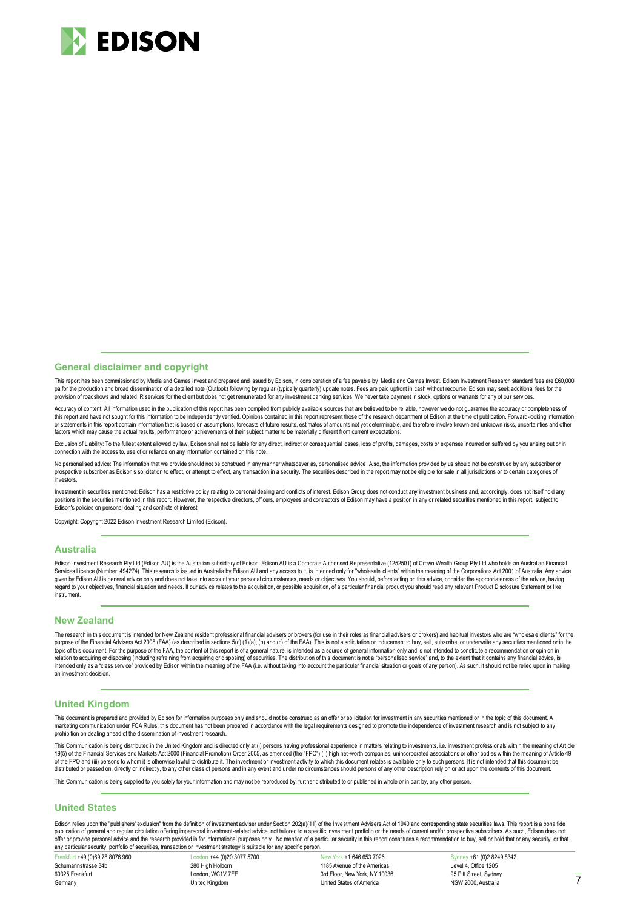## General disclaimer and copyright

This report has been commissioned by Media and Games Invest and prepared and issued by Edison, in consideration of a fee payable by Media and Games Invest. Edison Investment Research standard fees are £60,000 pa for the production and broad dissemination of a detailed note (Outlook) following by regular (typically quarterly) update notes. Fees are paid upfront in cash without recourse. Edison may seek additional fees for the provision of roadshows and related IR services for the client but does not get remunerated for any investment banking services. We never take payment in stock, options or warrants for any of our services.

Accuracy of content: All information used in the publication of this report has been compiled from publicly available sources that are believed to be reliable, however we do not guarantee the accuracy or completeness of this report and have not sought for this information to be independently verified. Opinions contained in this report represent those of the research department of Edison at the time of publication. Forward-looking information or statements in this report contain information that is based on assumptions, forecasts of future results, estimates of amounts not yet determinable, and therefore involve known and unknown risks, uncertainties and other factors which may cause the actual results, performance or achievements of their subject matter to be materially different from current expectations.

Exclusion of Liability: To the fullest extent allowed by law, Edison shall not be liable for any direct, indirect or consequential losses, loss of profits, damages, costs or expenses incurred or suffered by you arising out or in connection with the access to, use of or reliance on any information contained on this note.

No personalised advice: The information that we provide should not be construed in any manner whatsoever as, personalised advice. Also, the information provided by us should not be construed by any subscriber or prospective subscriber as Edison's solicitation to effect, or attempt to effect, any transaction in a security. The securities described in the report may not be eligible for sale in all jurisdictions or to certain categories of investors.

Investment in securities mentioned: Edison has a restrictive policy relating to personal dealing and conflicts of interest. Edison Group does not conduct any investment business and, accordingly, does not itself hold any positions in the securities mentioned in this report. However, the respective directors, officers, employees and contractors of Edison may have a position in any or related securities mentioned in this report, subject to Edison's policies on personal dealing and conflicts of interest.

Copyright: Copyright 2022 Edison Investment Research Limited (Edison).

## Australia

Edison Investment Research Pty Ltd (Edison AU) is the Australian subsidiary of Edison. Edison AU is a Corporate Authorised Representative (1252501) of Crown Wealth Group Pty Ltd who holds an Australian Financial Services Licence (Number: 494274). This research is issued in Australia by Edison AU and any access to it, is intended only for "wholesale clients" within the meaning of the Corporations Act 2001 of Australia. Any advice given by Edison AU is general advice only and does not take into account your personal circumstances, needs or objectives. You should, before acting on this advice, consider the appropriateness of the advice, having regard to your objectives, financial situation and needs. If our advice relates to the acquisition, or possible acquisition, of a particular financial product you should read any relevant Product Disclosure Statement or like instrument.

## New Zealand

The research in this document is intended for New Zealand resident professional financial advisers or brokers (for use in their roles as financial advisers or brokers) and habitual investors who are "wholesale clients" for the purpose of the Financial Advisers Act 2008 (FAA) (as described in sections 5(c) (1)(a), (b) and (c) of the FAA). This is not a solicitation or inducement to buy, sell, subscribe, or underwrite any securities mentioned or in the topic of this document. For the purpose of the FAA, the content of this report is of a general nature, is intended as a source of general information only and is not intended to constitute a recommendation or opinion in relation to acquiring or disposing (including refraining from acquiring or disposing) of securities. The distribution of this document is not a "personalised service" and, to the extent that it contains any financial advice, is intended only as a "class service" provided by Edison within the meaning of the FAA (i.e. without taking into account the particular financial situation or goals of any person). As such, it should not be relied upon in making an investment decision.

## United Kingdom

This document is prepared and provided by Edison for information purposes only and should not be construed as an offer or solicitation for investment in any securities mentioned or in the topic of this document. A marketing communication under FCA Rules, this document has not been prepared in accordance with the legal requirements designed to promote the independence of investment research and is not subject to any prohibition on dealing ahead of the dissemination of investment research.

This Communication is being distributed in the United Kingdom and is directed only at (i) persons having professional experience in matters relating to investments, i.e. investment professionals within the meaning of Article 19(5) of the Financial Services and Markets Act 2000 (Financial Promotion) Order 2005, as amended (the "FPO") (ii) high net-worth companies, unincorporated associations or other bodies within the meaning of Article 49 of the FPO and (iii) persons to whom it is otherwise lawful to distribute it. The investment or investment activity to which this document relates is available only to such persons. It is not intended that this document be distributed or passed on, directly or indirectly, to any other class of persons and in any event and under no circumstances should persons of any other description rely on or act upon the contents of this document.

This Communication is being supplied to you solely for your information and may not be reproduced by, further distributed to or published in whole or in part by, any other person.

## United States

Edison relies upon the "publishers' exclusion" from the definition of investment adviser under Section 202(a)(11) of the Investment Advisers Act of 1940 and corresponding state securities laws. This report is a bona fide publication of general and regular circulation offering impersonal investment-related advice, not tailored to a specific investment portfolio or the needs of current and/or prospective subscribers. As such, Edison does not offer or provide personal advice and the research provided is for informational purposes only. No mention of a particular security in this report constitutes a recommendation to buy, sell or hold that or any security, or that any particular security, portfolio of securities, transaction or investment strategy is suitable for any specific person.

Frankfurt +49 (0)69 78 8076 960
Schumannstrasse 34b
60325 Frankfurt
Germany

London +44 (0)20 3077 5700
280 High Holborn
London, WC1V 7EE
United Kingdom

New York +1 646 653 7026
1185 Avenue of the Americas
3rd Floor, New York, NY 10036
United States of America

Sydney +61 (0)2 8249 8342
Level 4, Office 1205
95 Pitt Street, Sydney
NSW 2000, Australia